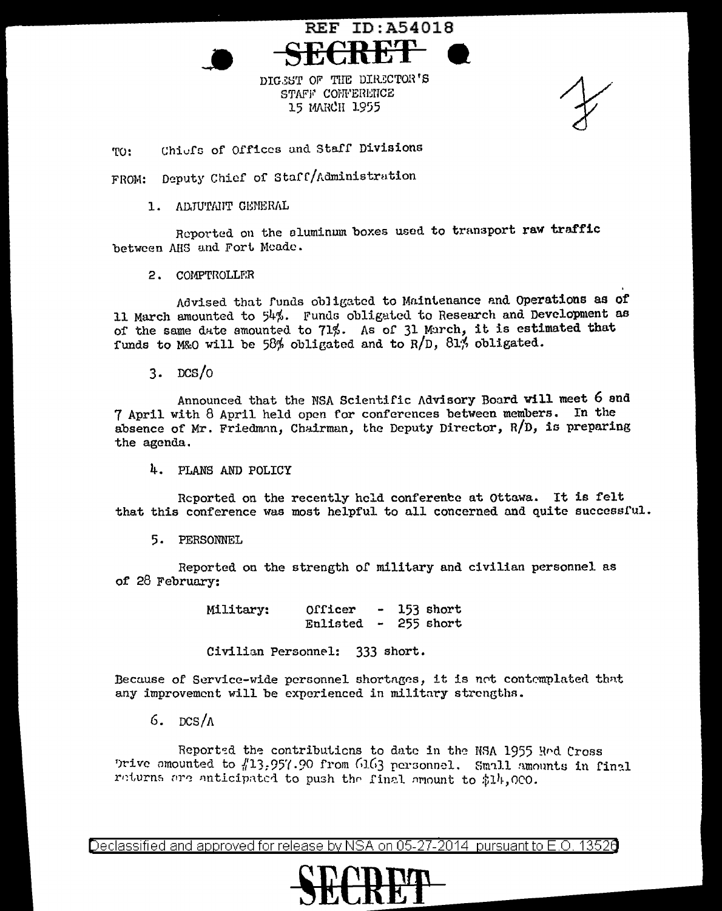REF ID:A54018

SECRET

DIGEST OF THE DIRECTOR'S
STAFF CONFERENCE
15 MARCH 1955

TO: Chiefs of Offices and Staff Divisions

FROM: Deputy Chief of Staff/Administration

1. ADJUTANT GENERAL

Reported on the aluminum boxes used to transport raw traffic between AHS and Fort Meade.

2. COMPTROLLER

Advised that funds obligated to Maintenance and Operations as of 11 March amounted to 54%. Funds obligated to Research and Development as of the same date amounted to 71%. As of 31 March, it is estimated that funds to M&O will be 58% obligated and to R/D, 81% obligated.

3. DCS/O

Announced that the NSA Scientific Advisory Board will meet 6 and 7 April with 8 April held open for conferences between members. In the absence of Mr. Friedman, Chairman, the Deputy Director, R/D, is preparing the agenda.

4. PLANS AND POLICY

Reported on the recently held conferente at Ottawa. It is felt that this conference was most helpful to all concerned and quite successful.

5. PERSONNEL

Reported on the strength of military and civilian personnel as of 28 February:

Military: Officer - 153 short
Enlisted - 255 short

Civilian Personnel: 333 short.

Because of Service-wide personnel shortages, it is not contemplated that any improvement will be experienced in military strengths.

6. DCS/A

Reported the contributions to date in the NSA 1955 Red Cross Drive amounted to $13,957.90 from 6163 personnel. Small amounts in final returns are anticipated to push the final amount to $14,000.

Declassified and approved for release by NSA on 05-27-2014 pursuant to E.O. 13526

SECRET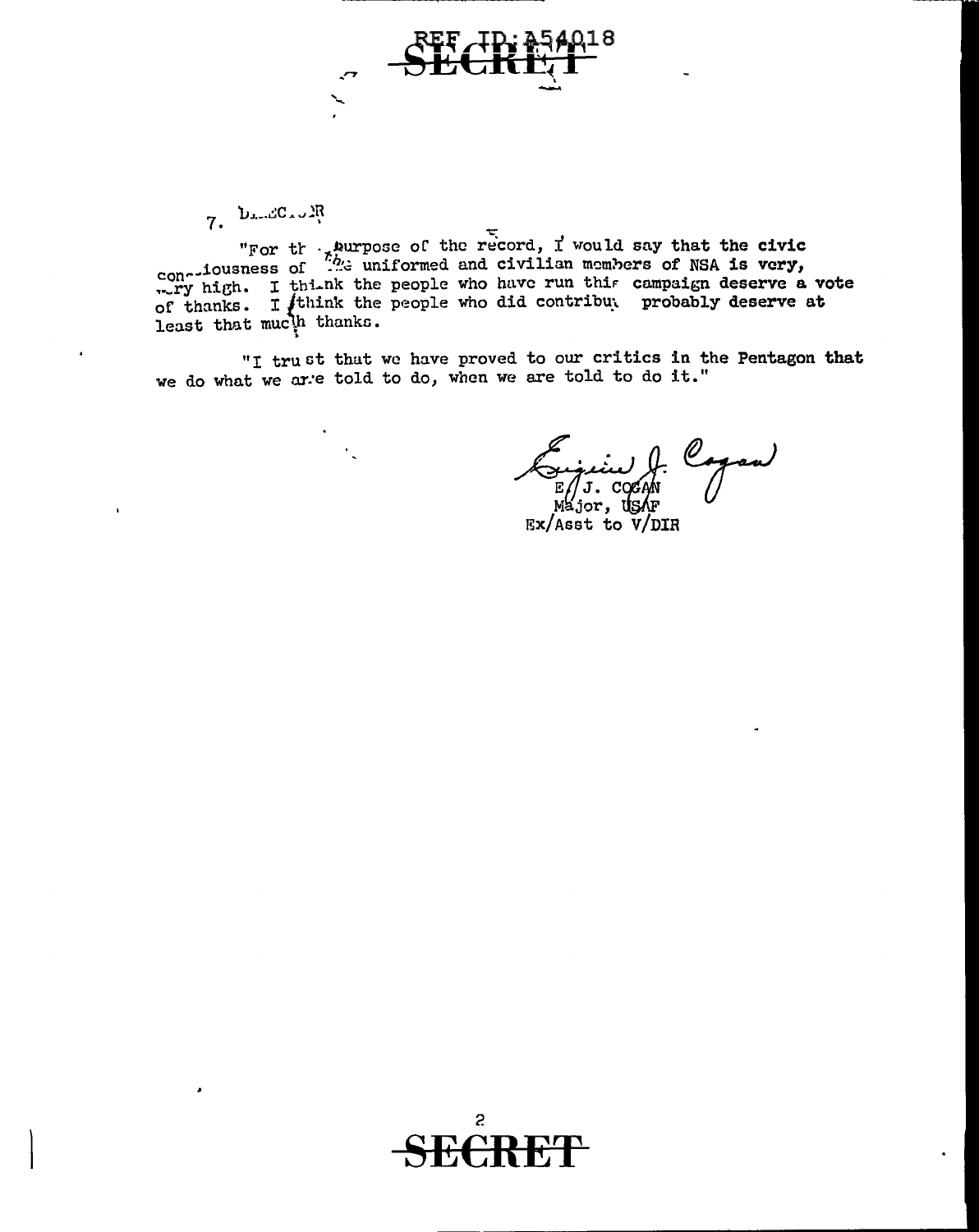**SECRET**

7. DIRECTOR

"For the purpose of the record, I would say that the civic consciousness of the uniformed and civilian members of NSA is very, very high. I think the people who have run this campaign deserve a vote of thanks. I think the people who did contribute probably deserve at least that much thanks.

"I trust that we have proved to our critics in the Pentagon that we do what we are told to do, when we are told to do it."

E. J. COGAN
Major, USAF
Ex/Asst to V/DIR

**SECRET**